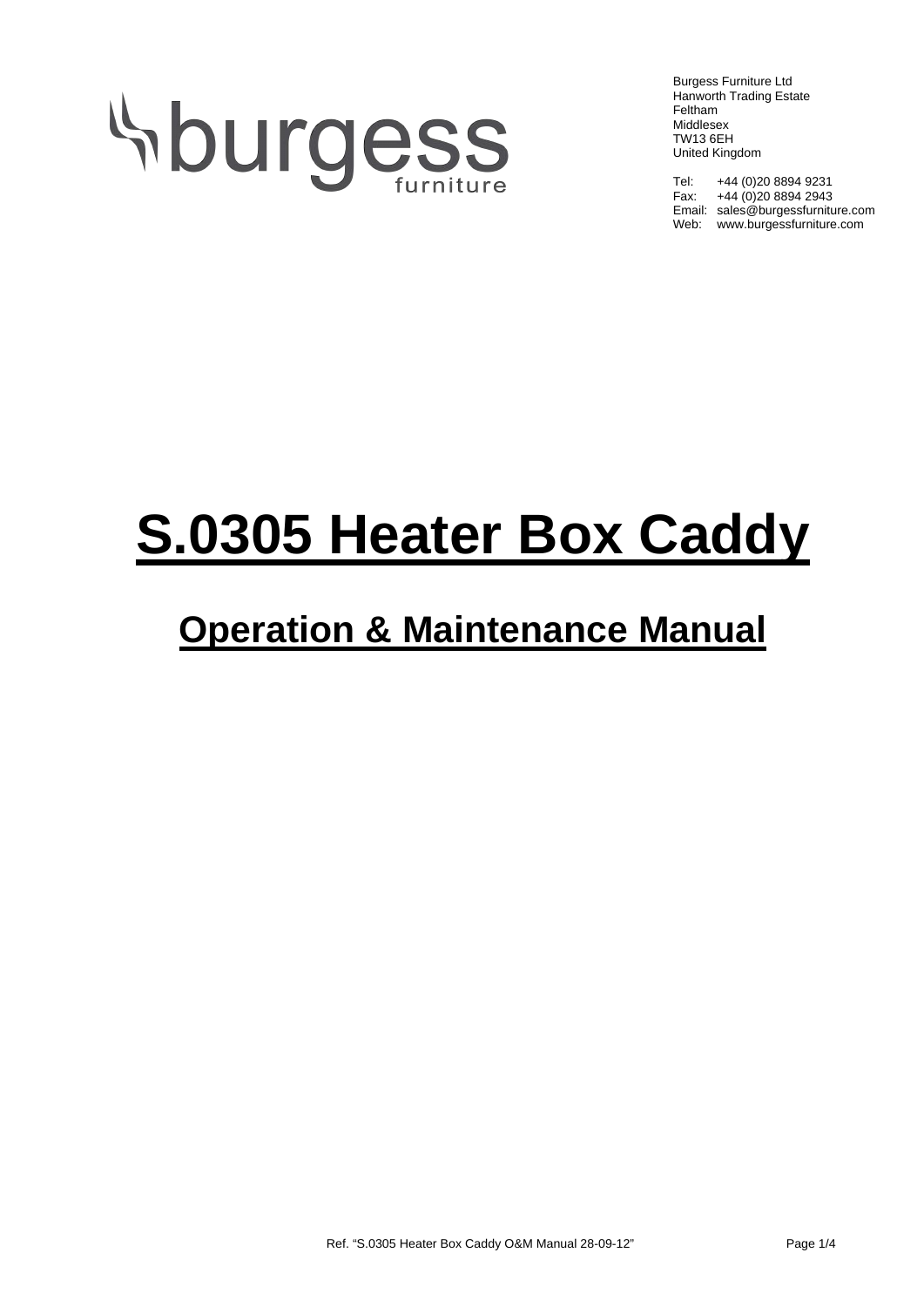burgess furniture

Burgess Furniture Ltd
Hanworth Trading Estate
Feltham
Middlesex
TW13 6EH
United Kingdom

Tel: +44 (0)20 8894 9231
Fax: +44 (0)20 8894 2943
Email: sales@burgessfurniture.com
Web: www.burgessfurniture.com

# S.0305 Heater Box Caddy

## Operation & Maintenance Manual

Ref. "S.0305 Heater Box Caddy O&M Manual 28-09-12"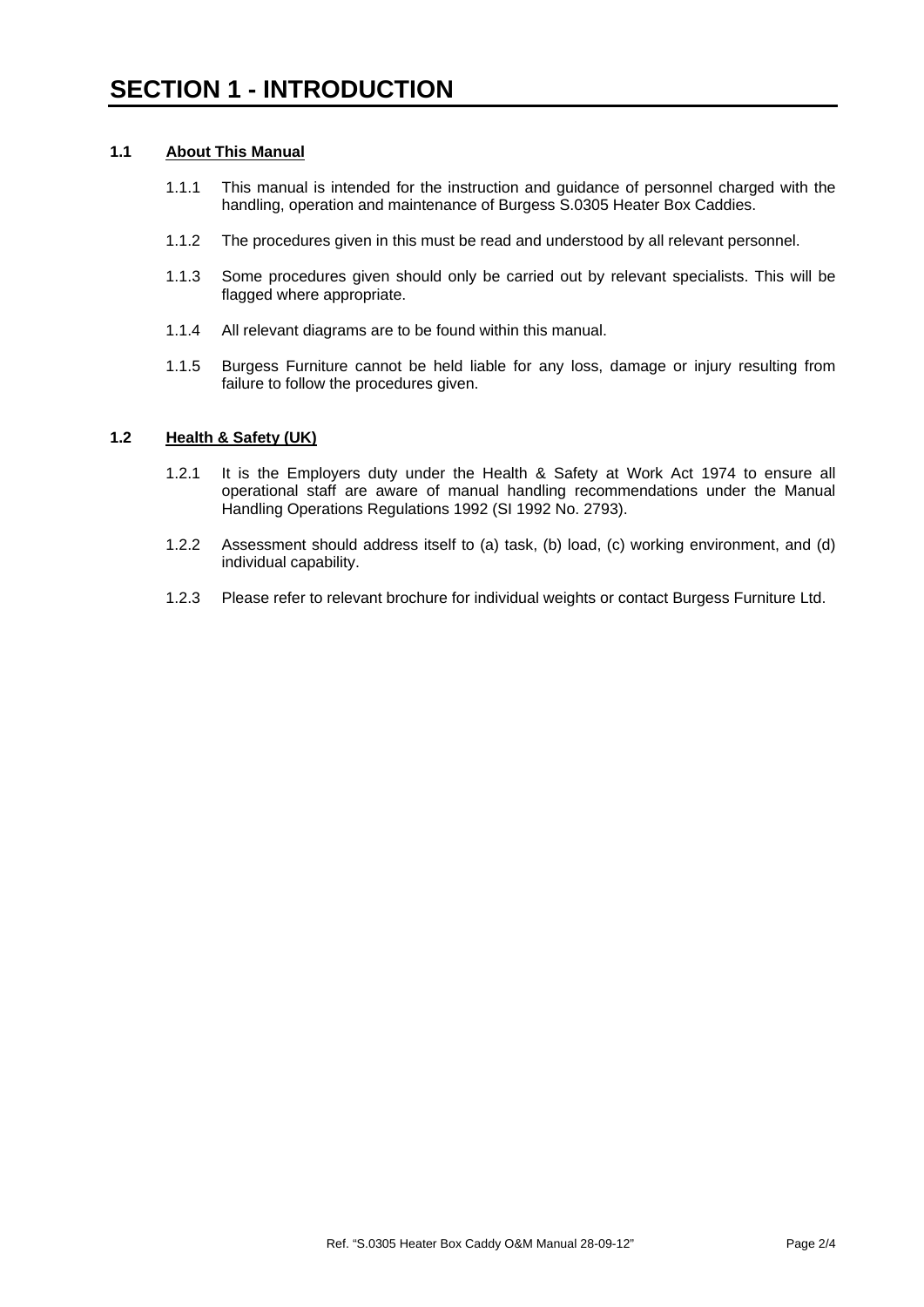# SECTION 1 - INTRODUCTION

## 1.1 About This Manual

1.1.1 This manual is intended for the instruction and guidance of personnel charged with the handling, operation and maintenance of Burgess S.0305 Heater Box Caddies.

1.1.2 The procedures given in this must be read and understood by all relevant personnel.

1.1.3 Some procedures given should only be carried out by relevant specialists. This will be flagged where appropriate.

1.1.4 All relevant diagrams are to be found within this manual.

1.1.5 Burgess Furniture cannot be held liable for any loss, damage or injury resulting from failure to follow the procedures given.

## 1.2 Health & Safety (UK)

1.2.1 It is the Employers duty under the Health & Safety at Work Act 1974 to ensure all operational staff are aware of manual handling recommendations under the Manual Handling Operations Regulations 1992 (SI 1992 No. 2793).

1.2.2 Assessment should address itself to (a) task, (b) load, (c) working environment, and (d) individual capability.

1.2.3 Please refer to relevant brochure for individual weights or contact Burgess Furniture Ltd.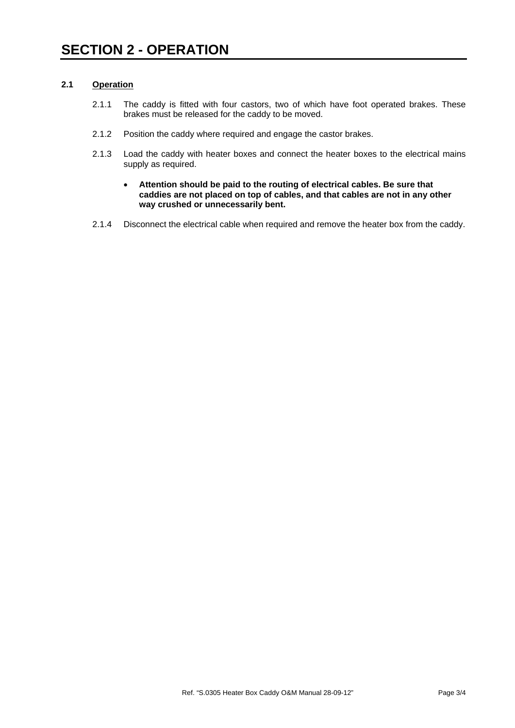# SECTION 2 - OPERATION

## 2.1 Operation

2.1.1 The caddy is fitted with four castors, two of which have foot operated brakes. These brakes must be released for the caddy to be moved.

2.1.2 Position the caddy where required and engage the castor brakes.

2.1.3 Load the caddy with heater boxes and connect the heater boxes to the electrical mains supply as required.

- **Attention should be paid to the routing of electrical cables. Be sure that caddies are not placed on top of cables, and that cables are not in any other way crushed or unnecessarily bent.**

2.1.4 Disconnect the electrical cable when required and remove the heater box from the caddy.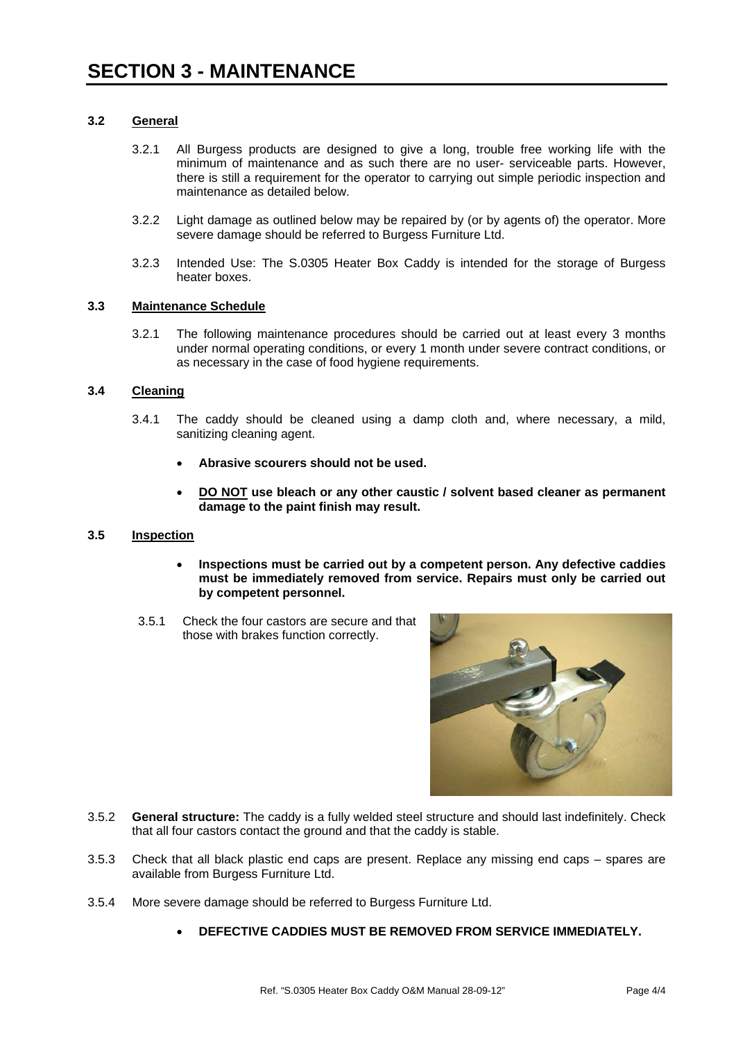# SECTION 3 - MAINTENANCE

## 3.2 General

3.2.1 All Burgess products are designed to give a long, trouble free working life with the minimum of maintenance and as such there are no user- serviceable parts. However, there is still a requirement for the operator to carrying out simple periodic inspection and maintenance as detailed below.

3.2.2 Light damage as outlined below may be repaired by (or by agents of) the operator. More severe damage should be referred to Burgess Furniture Ltd.

3.2.3 Intended Use: The S.0305 Heater Box Caddy is intended for the storage of Burgess heater boxes.

## 3.3 Maintenance Schedule

3.2.1 The following maintenance procedures should be carried out at least every 3 months under normal operating conditions, or every 1 month under severe contract conditions, or as necessary in the case of food hygiene requirements.

## 3.4 Cleaning

3.4.1 The caddy should be cleaned using a damp cloth and, where necessary, a mild, sanitizing cleaning agent.

- **Abrasive scourers should not be used.**
- **DO NOT use bleach or any other caustic / solvent based cleaner as permanent damage to the paint finish may result.**

## 3.5 Inspection

- **Inspections must be carried out by a competent person. Any defective caddies must be immediately removed from service. Repairs must only be carried out by competent personnel.**

3.5.1 Check the four castors are secure and that those with brakes function correctly.

3.5.2 **General structure:** The caddy is a fully welded steel structure and should last indefinitely. Check that all four castors contact the ground and that the caddy is stable.

3.5.3 Check that all black plastic end caps are present. Replace any missing end caps – spares are available from Burgess Furniture Ltd.

3.5.4 More severe damage should be referred to Burgess Furniture Ltd.

- **DEFECTIVE CADDIES MUST BE REMOVED FROM SERVICE IMMEDIATELY.**